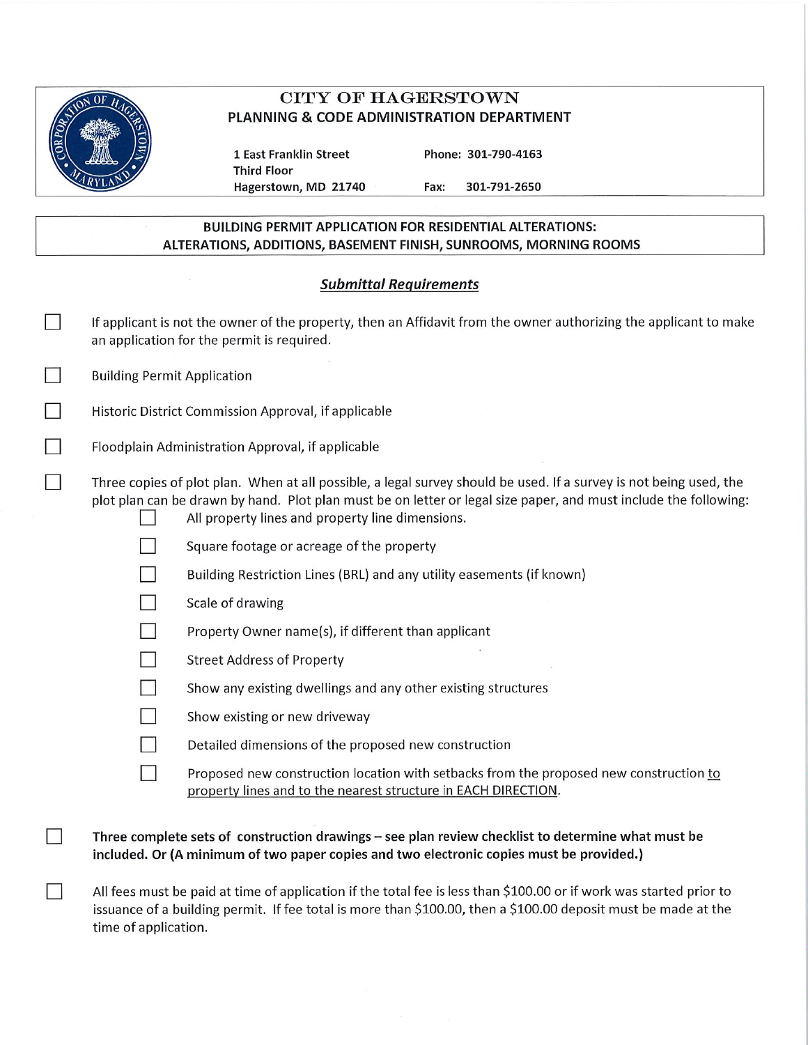# CITY OF HAGERSTOWN

## PLANNING & CODE ADMINISTRATION DEPARTMENT

1 East Franklin Street
Third Floor
Hagerstown, MD 21740

Phone: 301-790-4163
Fax: 301-791-2650

## BUILDING PERMIT APPLICATION FOR RESIDENTIAL ALTERATIONS: ALTERATIONS, ADDITIONS, BASEMENT FINISH, SUNROOMS, MORNING ROOMS

### ***Submittal Requirements***

- ☐ If applicant is not the owner of the property, then an Affidavit from the owner authorizing the applicant to make an application for the permit is required.
- ☐ Building Permit Application
- ☐ Historic District Commission Approval, if applicable
- ☐ Floodplain Administration Approval, if applicable
- ☐ Three copies of plot plan. When at all possible, a legal survey should be used. If a survey is not being used, the plot plan can be drawn by hand. Plot plan must be on letter or legal size paper, and must include the following:
  - ☐ All property lines and property line dimensions.
  - ☐ Square footage or acreage of the property
  - ☐ Building Restriction Lines (BRL) and any utility easements (if known)
  - ☐ Scale of drawing
  - ☐ Property Owner name(s), if different than applicant
  - ☐ Street Address of Property
  - ☐ Show any existing dwellings and any other existing structures
  - ☐ Show existing or new driveway
  - ☐ Detailed dimensions of the proposed new construction
  - ☐ Proposed new construction location with setbacks from the proposed new construction <u>to property lines and to the nearest structure in EACH DIRECTION</u>.
- ☐ **Three complete sets of construction drawings – see plan review checklist to determine what must be included. Or (A minimum of two paper copies and two electronic copies must be provided.)**
- ☐ All fees must be paid at time of application if the total fee is less than $100.00 or if work was started prior to issuance of a building permit. If fee total is more than $100.00, then a $100.00 deposit must be made at the time of application.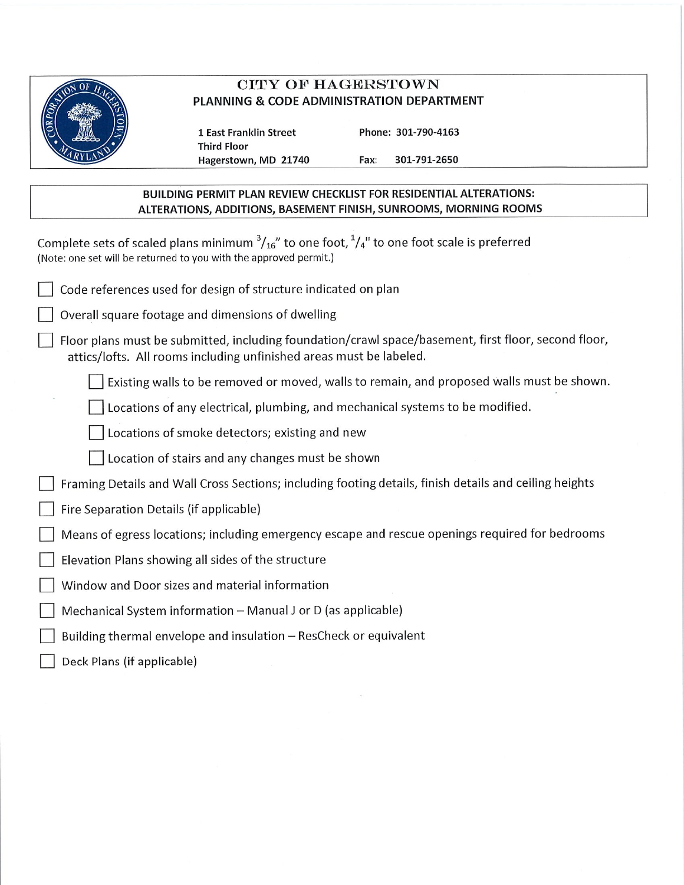# CITY OF HAGERSTOWN

## PLANNING & CODE ADMINISTRATION DEPARTMENT

**1 East Franklin Street**
**Third Floor**
**Hagerstown, MD 21740**

**Phone: 301-790-4163**
**Fax: 301-791-2650**

## BUILDING PERMIT PLAN REVIEW CHECKLIST FOR RESIDENTIAL ALTERATIONS: ALTERATIONS, ADDITIONS, BASEMENT FINISH, SUNROOMS, MORNING ROOMS

Complete sets of scaled plans minimum $^{3}/_{16}$" to one foot, $^{1}/_{4}$" to one foot scale is preferred
(Note: one set will be returned to you with the approved permit.)

- [ ] Code references used for design of structure indicated on plan
- [ ] Overall square footage and dimensions of dwelling
- [ ] Floor plans must be submitted, including foundation/crawl space/basement, first floor, second floor, attics/lofts. All rooms including unfinished areas must be labeled.
    - [ ] Existing walls to be removed or moved, walls to remain, and proposed walls must be shown.
    - [ ] Locations of any electrical, plumbing, and mechanical systems to be modified.
    - [ ] Locations of smoke detectors; existing and new
    - [ ] Location of stairs and any changes must be shown
- [ ] Framing Details and Wall Cross Sections; including footing details, finish details and ceiling heights
- [ ] Fire Separation Details (if applicable)
- [ ] Means of egress locations; including emergency escape and rescue openings required for bedrooms
- [ ] Elevation Plans showing all sides of the structure
- [ ] Window and Door sizes and material information
- [ ] Mechanical System information – Manual J or D (as applicable)
- [ ] Building thermal envelope and insulation – ResCheck or equivalent
- [ ] Deck Plans (if applicable)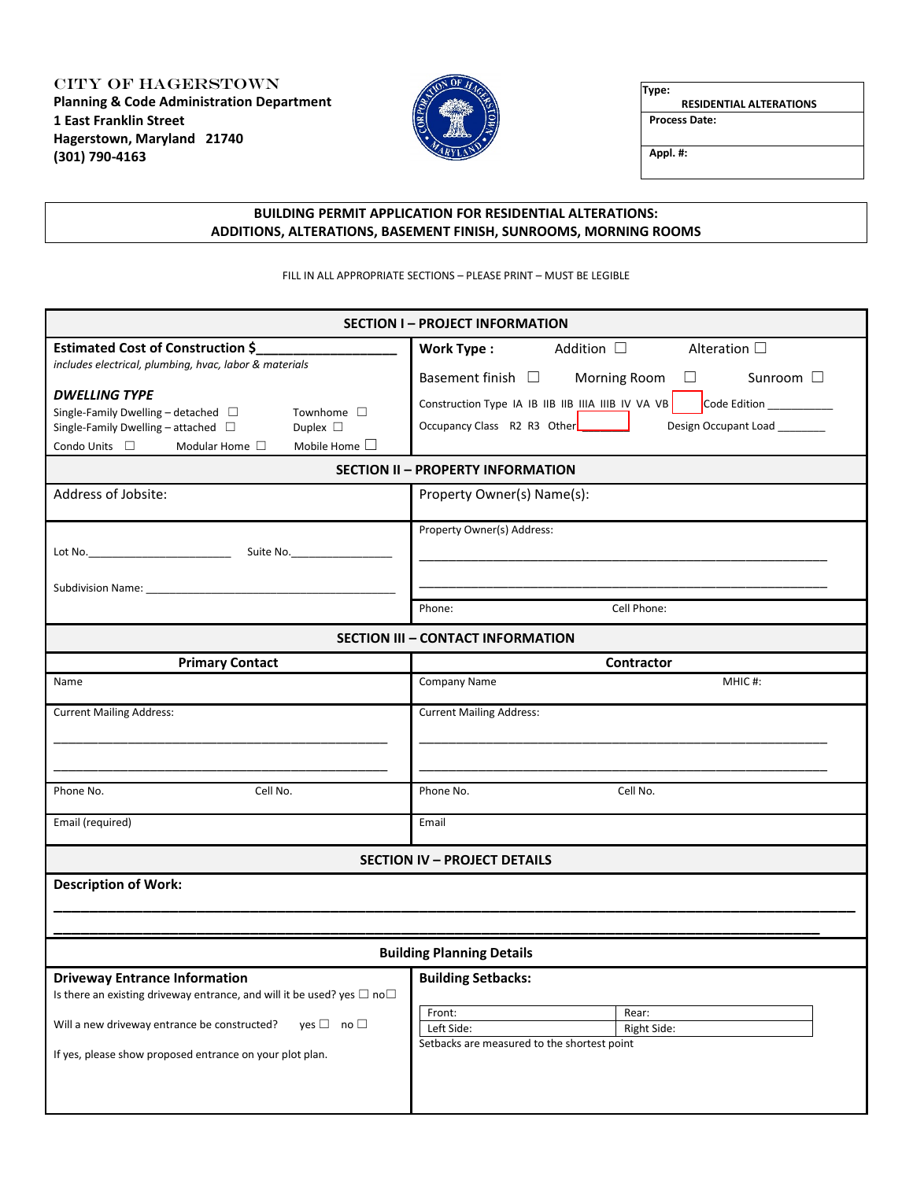CITY OF HAGERSTOWN
**Planning & Code Administration Department**
**1 East Franklin Street**
**Hagerstown, Maryland 21740**
**(301) 790-4163**

| Type: RESIDENTIAL ALTERATIONS |
|---|
| Process Date: |
| Appl. #: |

## BUILDING PERMIT APPLICATION FOR RESIDENTIAL ALTERATIONS: ADDITIONS, ALTERATIONS, BASEMENT FINISH, SUNROOMS, MORNING ROOMS

FILL IN ALL APPROPRIATE SECTIONS – PLEASE PRINT – MUST BE LEGIBLE

### SECTION I – PROJECT INFORMATION

**Estimated Cost of Construction $__________________**
*includes electrical, plumbing, hvac, labor & materials*

***DWELLING TYPE***
Single-Family Dwelling – detached ☐ Townhome ☐
Single-Family Dwelling – attached ☐ Duplex ☐
Condo Units ☐ Modular Home ☐ Mobile Home ☐

**Work Type :** Addition ☐ Alteration ☐
Basement finish ☐ Morning Room ☐ Sunroom ☐
Construction Type IA IB IIB IIB IIIA IIIB IV VA VB ☐ Code Edition ___________
Occupancy Class R2 R3 Other________ Design Occupant Load ________

### SECTION II – PROPERTY INFORMATION

Address of Jobsite:

Lot No.________________________ Suite No._________________

Subdivision Name: __________________________________________

Property Owner(s) Name(s):

Property Owner(s) Address:
_______________________________________________________________
_______________________________________________________________

Phone: Cell Phone:

### SECTION III – CONTACT INFORMATION

| **Primary Contact** | **Contractor** |
|---|---|
| Name | Company Name MHIC #: |
| Current Mailing Address: ______________________________ ______________________________ | Current Mailing Address: ______________________________ ______________________________ |
| Phone No. Cell No. | Phone No. Cell No. |
| Email (required) | Email |

### SECTION IV – PROJECT DETAILS

**Description of Work:**
_______________________________________________________________________________
_______________________________________________________________________________

**Building Planning Details**

**Driveway Entrance Information**
Is there an existing driveway entrance, and will it be used? yes ☐ no☐

Will a new driveway entrance be constructed? yes ☐ no ☐

If yes, please show proposed entrance on your plot plan.

**Building Setbacks:**

| Front: | Rear: |
|---|---|
| Left Side: | Right Side: |

Setbacks are measured to the shortest point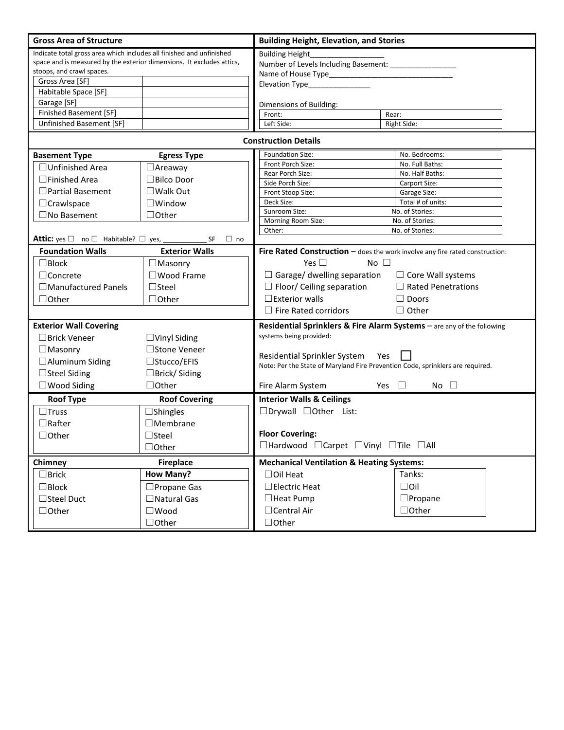## Gross Area of Structure

Indicate total gross area which includes all finished and unfinished space and is measured by the exterior dimensions. It excludes attics, stoops, and crawl spaces.

| | |
|---|---|
| Gross Area [SF] | |
| Habitable Space [SF] | |
| Garage [SF] | |
| Finished Basement [SF] | |
| Unfinished Basement [SF] | |

## Building Height, Elevation, and Stories

Building Height__________________

Number of Levels Including Basement: ________________

Name of House Type_______________________________

Elevation Type_______________

Dimensions of Building:

| | |
|---|---|
| Front: | Rear: |
| Left Side: | Right Side: |

## Construction Details

| Basement Type | Egress Type |
|---|---|
| ☐Unfinished Area | ☐Areaway |
| ☐Finished Area | ☐Bilco Door |
| ☐Partial Basement | ☐Walk Out |
| ☐Crawlspace | ☐Window |
| ☐No Basement | ☐Other |

**Attic:** yes ☐ no ☐ Habitable? ☐ yes, ___________ SF ☐ no

| | |
|---|---|
| Foundation Size: | No. Bedrooms: |
| Front Porch Size: | No. Full Baths: |
| Rear Porch Size: | No. Half Baths: |
| Side Porch Size: | Carport Size: |
| Front Stoop Size: | Garage Size: |
| Deck Size: | Total # of units: |
| Sunroom Size: | No. of Stories: |
| Morning Room Size: | No. of Stories: |
| Other: | No. of Stories: |

| Foundation Walls | Exterior Walls |
|---|---|
| ☐Block | ☐Masonry |
| ☐Concrete | ☐Wood Frame |
| ☐Manufactured Panels | ☐Steel |
| ☐Other | ☐Other |

**Fire Rated Construction** – does the work involve any fire rated construction:

Yes ☐ No ☐

| | |
|---|---|
| ☐ Garage/ dwelling separation | ☐ Core Wall systems |
| ☐ Floor/ Ceiling separation | ☐ Rated Penetrations |
| ☐Exterior walls | ☐ Doors |
| ☐ Fire Rated corridors | ☐ Other |

**Exterior Wall Covering**

| | |
|---|---|
| ☐Brick Veneer | ☐Vinyl Siding |
| ☐Masonry | ☐Stone Veneer |
| ☐Aluminum Siding | ☐Stucco/EFIS |
| ☐Steel Siding | ☐Brick/ Siding |
| ☐Wood Siding | ☐Other |

**Residential Sprinklers & Fire Alarm Systems** – are any of the following systems being provided:

Residential Sprinkler System Yes ☐

Note: Per the State of Maryland Fire Prevention Code, sprinklers are required.

Fire Alarm System Yes ☐ No ☐

| Roof Type | Roof Covering |
|---|---|
| ☐Truss | ☐Shingles |
| ☐Rafter | ☐Membrane |
| ☐Other | ☐Steel |
| | ☐Other |

**Interior Walls & Ceilings**

☐Drywall ☐Other List:

**Floor Covering:**

☐Hardwood ☐Carpet ☐Vinyl ☐Tile ☐All

| Chimney | Fireplace How Many? |
|---|---|
| ☐Brick | ☐Propane Gas |
| ☐Block | ☐Natural Gas |
| ☐Steel Duct | ☐Wood |
| ☐Other | ☐Other |

**Mechanical Ventilation & Heating Systems:**

| | Tanks: |
|---|---|
| ☐Oil Heat | ☐Oil |
| ☐Electric Heat | ☐Propane |
| ☐Heat Pump | ☐Other |
| ☐Central Air | |
| ☐Other | |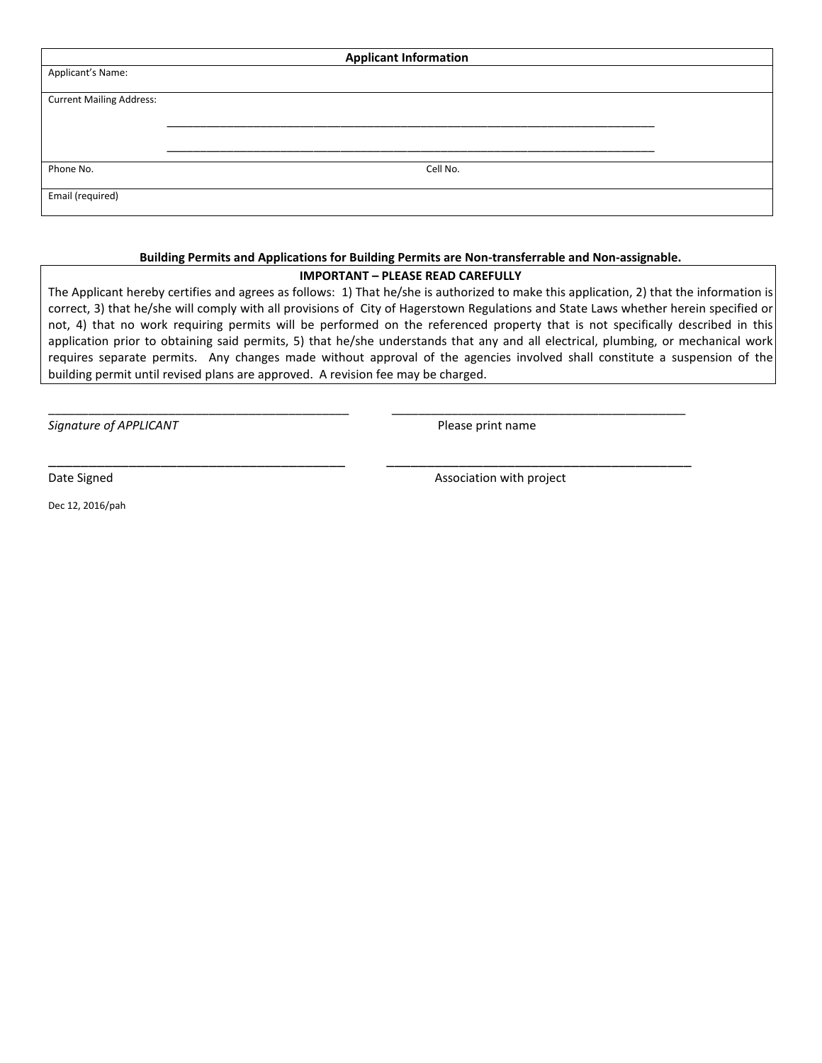| Applicant Information | |
|---|---|
| Applicant's Name: | |
| Current Mailing Address: ______________________________ ______________________________ | |
| Phone No. | Cell No. |
| Email (required) | |

**Building Permits and Applications for Building Permits are Non-transferrable and Non-assignable.**

**IMPORTANT – PLEASE READ CAREFULLY**

The Applicant hereby certifies and agrees as follows: 1) That he/she is authorized to make this application, 2) that the information is correct, 3) that he/she will comply with all provisions of City of Hagerstown Regulations and State Laws whether herein specified or not, 4) that no work requiring permits will be performed on the referenced property that is not specifically described in this application prior to obtaining said permits, 5) that he/she understands that any and all electrical, plumbing, or mechanical work requires separate permits. Any changes made without approval of the agencies involved shall constitute a suspension of the building permit until revised plans are approved. A revision fee may be charged.

______________________________ ______________________________

*Signature of APPLICANT* Please print name

______________________________ ______________________________

Date Signed Association with project

Dec 12, 2016/pah